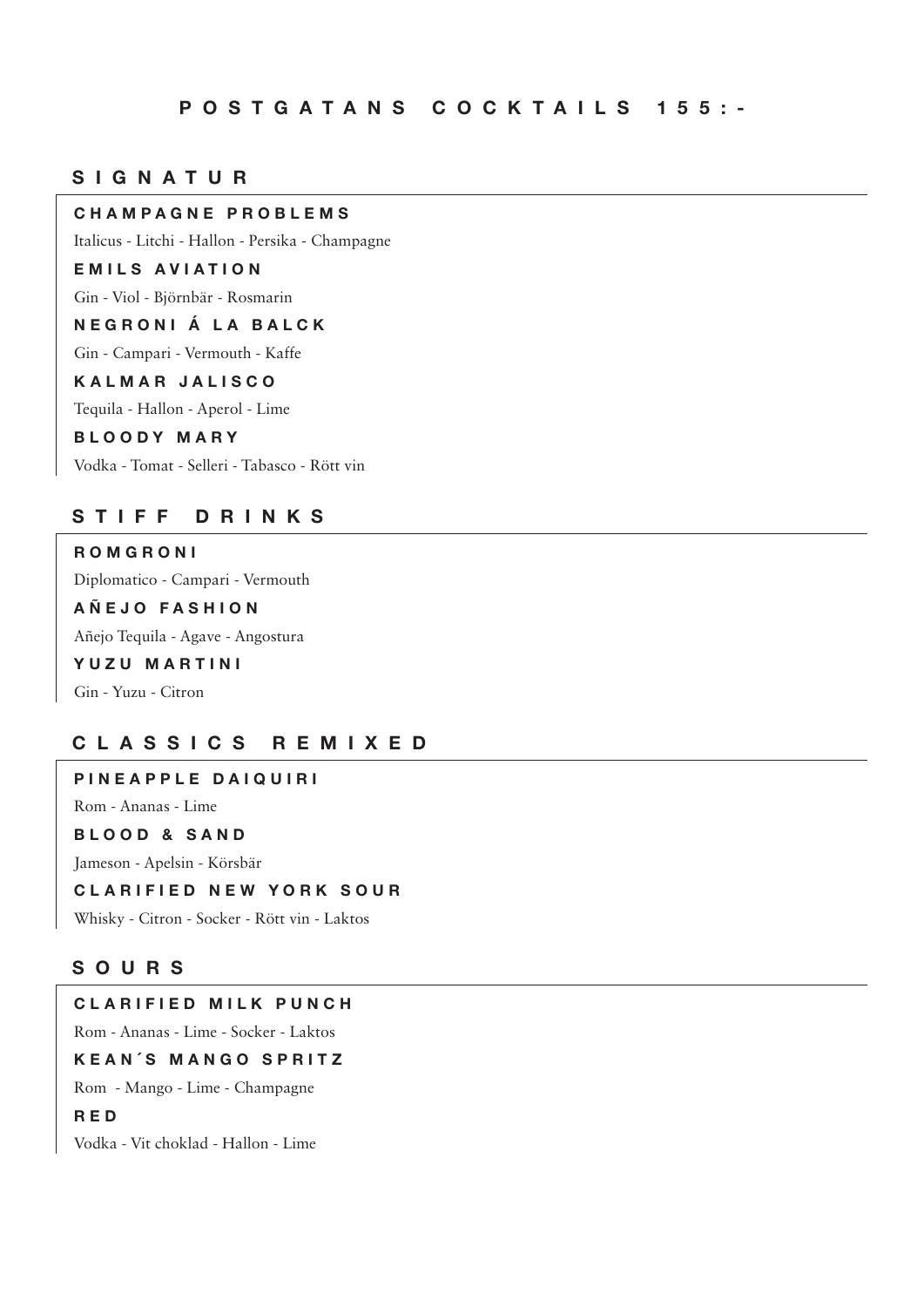# POSTGATANS COCKTAILS 155:-

## SIGNATUR

### CHAMPAGNE PROBLEMS

Italicus - Litchi - Hallon - Persika - Champagne

### EMILS AVIATION

Gin - Viol - Björnbär - Rosmarin

### NEGRONI Á LA BALCK

Gin - Campari - Vermouth - Kaffe

### KALMAR JALISCO

Tequila - Hallon - Aperol - Lime

### BLOODY MARY

Vodka - Tomat - Selleri - Tabasco - Rött vin

## STIFF DRINKS

### ROMGRONI

Diplomatico - Campari - Vermouth

### AÑEJO FASHION

Añejo Tequila - Agave - Angostura

### YUZU MARTINI

Gin - Yuzu - Citron

## CLASSICS REMIXED

### PINEAPPLE DAIQUIRI

Rom - Ananas - Lime

### BLOOD & SAND

Jameson - Apelsin - Körsbär

### CLARIFIED NEW YORK SOUR

Whisky - Citron - Socker - Rött vin - Laktos

## SOURS

### CLARIFIED MILK PUNCH

Rom - Ananas - Lime - Socker - Laktos

### KEAN´S MANGO SPRITZ

Rom - Mango - Lime - Champagne

### RED

Vodka - Vit choklad - Hallon - Lime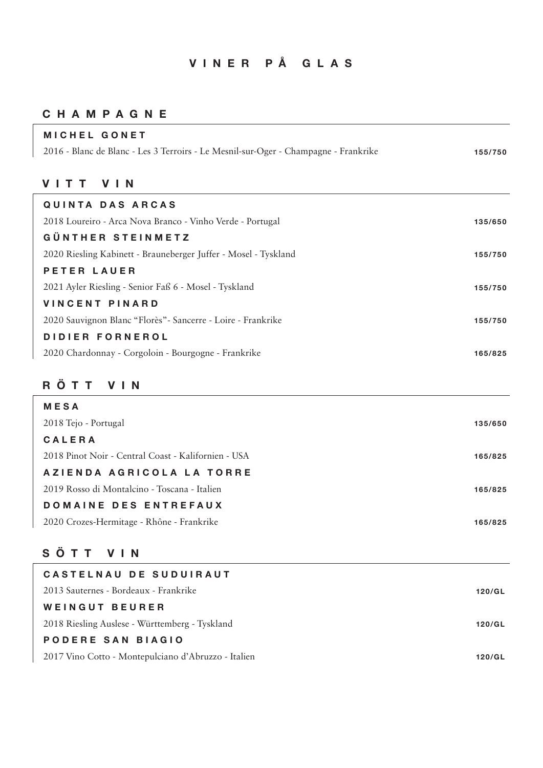# VINER PÅ GLAS

## CHAMPAGNE

### MICHEL GONET

2016 - Blanc de Blanc - Les 3 Terroirs - Le Mesnil-sur-Oger - Champagne - Frankrike — **155/750**

## VITT VIN

### QUINTA DAS ARCAS

2018 Loureiro - Arca Nova Branco - Vinho Verde - Portugal — **135/650**

### GÜNTHER STEINMETZ

2020 Riesling Kabinett - Brauneberger Juffer - Mosel - Tyskland — **155/750**

### PETER LAUER

2021 Ayler Riesling - Senior Faß 6 - Mosel - Tyskland — **155/750**

### VINCENT PINARD

2020 Sauvignon Blanc "Florès"- Sancerre - Loire - Frankrike — **155/750**

### DIDIER FORNEROL

2020 Chardonnay - Corgoloin - Bourgogne - Frankrike — **165/825**

## RÖTT VIN

### MESA

2018 Tejo - Portugal — **135/650**

### CALERA

2018 Pinot Noir - Central Coast - Kalifornien - USA — **165/825**

### AZIENDA AGRICOLA LA TORRE

2019 Rosso di Montalcino - Toscana - Italien — **165/825**

### DOMAINE DES ENTREFAUX

2020 Crozes-Hermitage - Rhône - Frankrike — **165/825**

## SÖTT VIN

### CASTELNAU DE SUDUIRAUT

2013 Sauternes - Bordeaux - Frankrike — **120/GL**

### WEINGUT BEURER

2018 Riesling Auslese - Württemberg - Tyskland — **120/GL**

### PODERE SAN BIAGIO

2017 Vino Cotto - Montepulciano d'Abruzzo - Italien — **120/GL**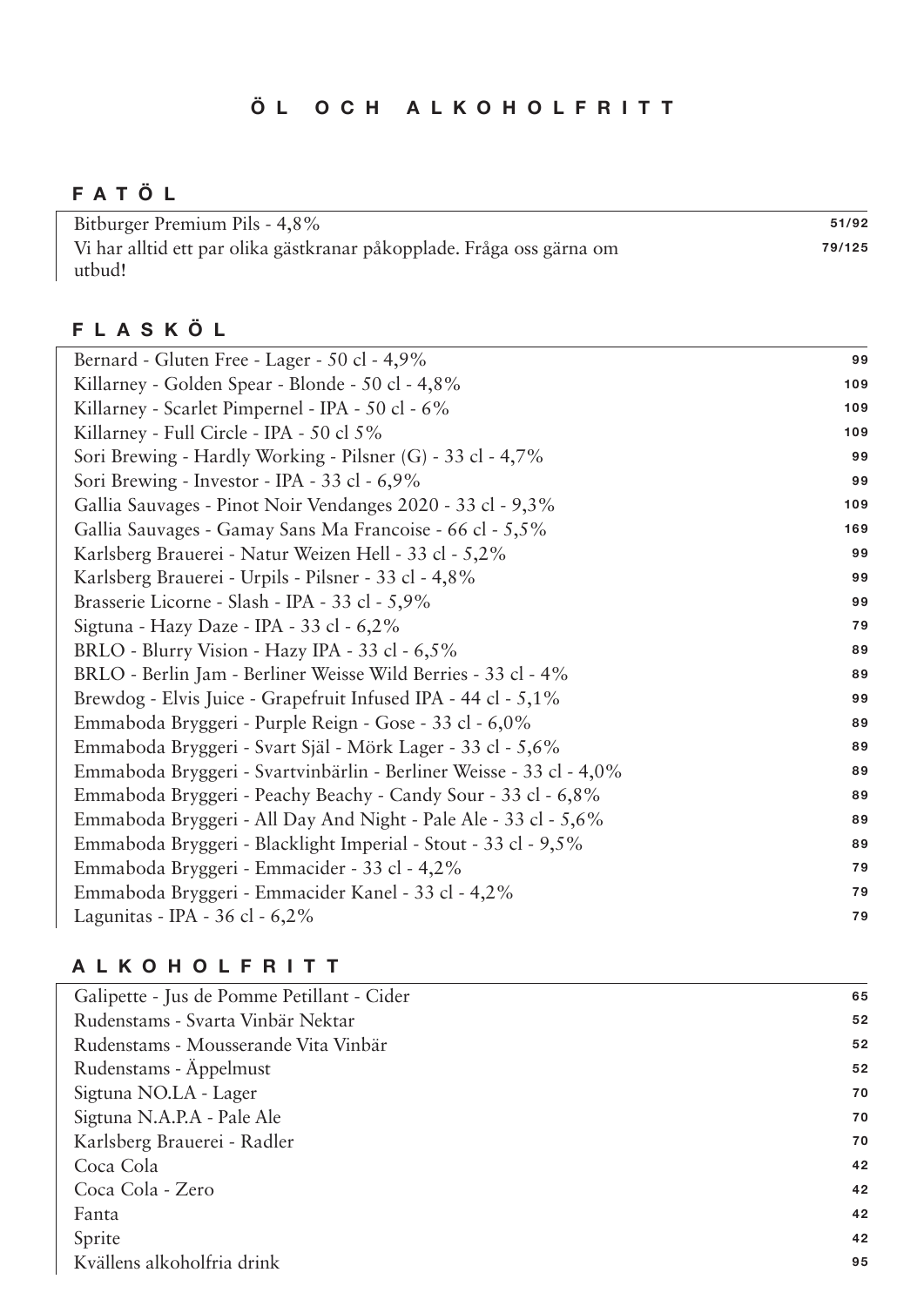# ÖL OCH ALKOHOLFRITT

## FATÖL

| | |
|---|---|
| Bitburger Premium Pils - 4,8% | 51/92 |
| Vi har alltid ett par olika gästkranar påkopplade. Fråga oss gärna om utbud! | 79/125 |

## FLASKÖL

| | |
|---|---|
| Bernard - Gluten Free - Lager - 50 cl - 4,9% | 99 |
| Killarney - Golden Spear - Blonde - 50 cl - 4,8% | 109 |
| Killarney - Scarlet Pimpernel - IPA - 50 cl - 6% | 109 |
| Killarney - Full Circle - IPA - 50 cl 5% | 109 |
| Sori Brewing - Hardly Working - Pilsner (G) - 33 cl - 4,7% | 99 |
| Sori Brewing - Investor - IPA - 33 cl - 6,9% | 99 |
| Gallia Sauvages - Pinot Noir Vendanges 2020 - 33 cl - 9,3% | 109 |
| Gallia Sauvages - Gamay Sans Ma Francoise - 66 cl - 5,5% | 169 |
| Karlsberg Brauerei - Natur Weizen Hell - 33 cl - 5,2% | 99 |
| Karlsberg Brauerei - Urpils - Pilsner - 33 cl - 4,8% | 99 |
| Brasserie Licorne - Slash - IPA - 33 cl - 5,9% | 99 |
| Sigtuna - Hazy Daze - IPA - 33 cl - 6,2% | 79 |
| BRLO - Blurry Vision - Hazy IPA - 33 cl - 6,5% | 89 |
| BRLO - Berlin Jam - Berliner Weisse Wild Berries - 33 cl - 4% | 89 |
| Brewdog - Elvis Juice - Grapefruit Infused IPA - 44 cl - 5,1% | 99 |
| Emmaboda Bryggeri - Purple Reign - Gose - 33 cl - 6,0% | 89 |
| Emmaboda Bryggeri - Svart Själ - Mörk Lager - 33 cl - 5,6% | 89 |
| Emmaboda Bryggeri - Svartvinbärlin - Berliner Weisse - 33 cl - 4,0% | 89 |
| Emmaboda Bryggeri - Peachy Beachy - Candy Sour - 33 cl - 6,8% | 89 |
| Emmaboda Bryggeri - All Day And Night - Pale Ale - 33 cl - 5,6% | 89 |
| Emmaboda Bryggeri - Blacklight Imperial - Stout - 33 cl - 9,5% | 89 |
| Emmaboda Bryggeri - Emmacider - 33 cl - 4,2% | 79 |
| Emmaboda Bryggeri - Emmacider Kanel - 33 cl - 4,2% | 79 |
| Lagunitas - IPA - 36 cl - 6,2% | 79 |

## ALKOHOLFRITT

| | |
|---|---|
| Galipette - Jus de Pomme Petillant - Cider | 65 |
| Rudenstams - Svarta Vinbär Nektar | 52 |
| Rudenstams - Mousserande Vita Vinbär | 52 |
| Rudenstams - Äppelmust | 52 |
| Sigtuna NO.LA - Lager | 70 |
| Sigtuna N.A.P.A - Pale Ale | 70 |
| Karlsberg Brauerei - Radler | 70 |
| Coca Cola | 42 |
| Coca Cola - Zero | 42 |
| Fanta | 42 |
| Sprite | 42 |
| Kvällens alkoholfria drink | 95 |